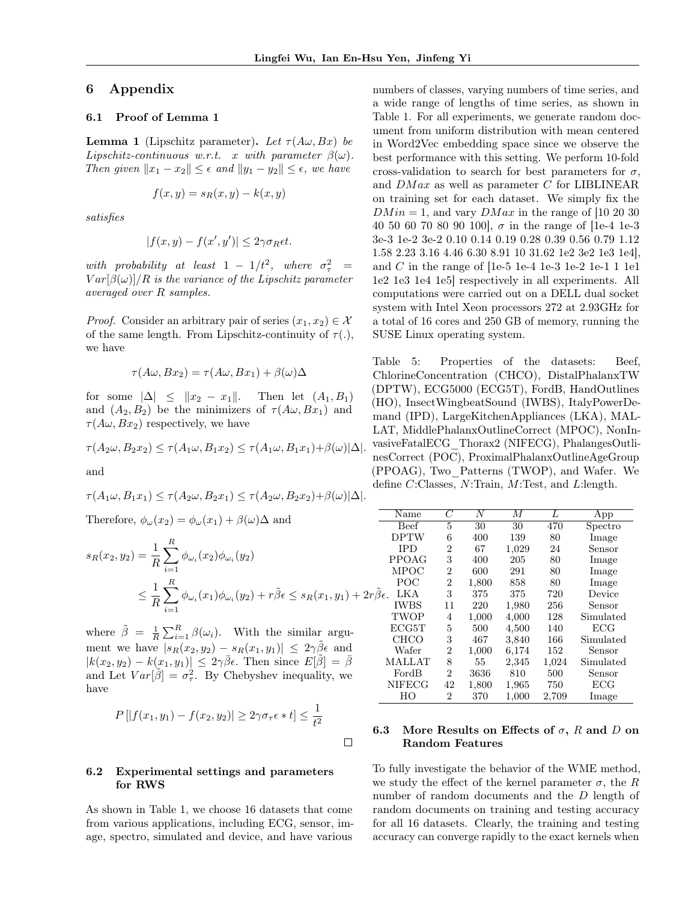# 6 Appendix

## 6.1 Proof of Lemma 1

**Lemma 1** (Lipschitz parameter). *Let $\tau(A\omega, Bx)$ be Lipschitz-continuous w.r.t. $x$ with parameter $\beta(\omega)$. Then given $\|x_1 - x_2\| \le \epsilon$ and $\|y_1 - y_2\| \le \epsilon$, we have*

$$f(x, y) = s_R(x, y) - k(x, y)$$

*satisfies*

$$|f(x, y) - f(x', y')| \le 2\gamma\sigma_R\epsilon t.$$

*with probability at least $1 - 1/t^2$, where $\sigma_\tau^2 = Var[\beta(\omega)]/R$ is the variance of the Lipschitz parameter averaged over $R$ samples.*

*Proof.* Consider an arbitrary pair of series $(x_1, x_2) \in \mathcal{X}$ of the same length. From Lipschitz-continuity of $\tau(.)$, we have

$$\tau(A\omega, Bx_2) = \tau(A\omega, Bx_1) + \beta(\omega)\Delta$$

for some $|\Delta| \le \|x_2 - x_1\|$. Then let $(A_1, B_1)$ and $(A_2, B_2)$ be the minimizers of $\tau(A\omega, Bx_1)$ and $\tau(A\omega, Bx_2)$ respectively, we have

$$\tau(A_2\omega, B_2x_2) \le \tau(A_1\omega, B_1x_2) \le \tau(A_1\omega, B_1x_1) + \beta(\omega)|\Delta|.$$

and

$$\tau(A_1\omega, B_1x_1) \le \tau(A_2\omega, B_2x_1) \le \tau(A_2\omega, B_2x_2) + \beta(\omega)|\Delta|.$$

Therefore, $\phi_\omega(x_2) = \phi_\omega(x_1) + \beta(\omega)\Delta$ and

$$s_R(x_2, y_2) = \frac{1}{R}\sum_{i=1}^{R} \phi_{\omega_i}(x_2)\phi_{\omega_i}(y_2)$$
$$\le \frac{1}{R}\sum_{i=1}^{R} \phi_{\omega_i}(x_1)\phi_{\omega_i}(y_2) + r\tilde{\beta}\epsilon \le s_R(x_1, y_1) + 2r\tilde{\beta}\epsilon.$$

where $\tilde{\beta} = \frac{1}{R}\sum_{i=1}^{R}\beta(\omega_i)$. With the similar argument we have $|s_R(x_2, y_2) - s_R(x_1, y_1)| \le 2\gamma\tilde{\beta}\epsilon$ and $|k(x_2, y_2) - k(x_1, y_1)| \le 2\gamma\bar{\beta}\epsilon$. Then since $E[\tilde{\beta}] = \bar{\beta}$ and Let $Var[\tilde{\beta}] = \sigma_\tau^2$. By Chebyshev inequality, we have

$$P\left[|f(x_1, y_1) - f(x_2, y_2)| \ge 2\gamma\sigma_\tau\epsilon * t\right] \le \frac{1}{t^2}$$

□

## 6.2 Experimental settings and parameters for RWS

As shown in Table 1, we choose 16 datasets that come from various applications, including ECG, sensor, image, spectro, simulated and device, and have various numbers of classes, varying numbers of time series, and a wide range of lengths of time series, as shown in Table 1. For all experiments, we generate random document from uniform distribution with mean centered in Word2Vec embedding space since we observe the best performance with this setting. We perform 10-fold cross-validation to search for best parameters for $\sigma$, and $DMax$ as well as parameter $C$ for LIBLINEAR on training set for each dataset. We simply fix the $DMin = 1$, and vary $DMax$ in the range of [10 20 30 40 50 60 70 80 90 100], $\sigma$ in the range of [1e-4 1e-3 3e-3 1e-2 3e-2 0.10 0.14 0.19 0.28 0.39 0.56 0.79 1.12 1.58 2.23 3.16 4.46 6.30 8.91 10 31.62 1e2 3e2 1e3 1e4], and $C$ in the range of [1e-5 1e-4 1e-3 1e-2 1e-1 1 1e1 1e2 1e3 1e4 1e5] respectively in all experiments. All computations were carried out on a DELL dual socket system with Intel Xeon processors 272 at 2.93GHz for a total of 16 cores and 250 GB of memory, running the SUSE Linux operating system.

Table 5: Properties of the datasets: Beef, ChlorineConcentration (CHCO), DistalPhalanxTW (DPTW), ECG5000 (ECG5T), FordB, HandOutlines (HO), InsectWingbeatSound (IWBS), ItalyPowerDemand (IPD), LargeKitchenAppliances (LKA), MALLAT, MiddlePhalanxOutlineCorrect (MPOC), NonInvasiveFatalECG_Thorax2 (NIFECG), PhalangesOutlinesCorrect (POC), ProximalPhalanxOutlineAgeGroup (PPOAG), Two_Patterns (TWOP), and Wafer. We define $C$:Classes, $N$:Train, $M$:Test, and $L$:length.

| Name | $C$ | $N$ | $M$ | $L$ | App |
|---|---|---|---|---|---|
| Beef | 5 | 30 | 30 | 470 | Spectro |
| DPTW | 6 | 400 | 139 | 80 | Image |
| IPD | 2 | 67 | 1,029 | 24 | Sensor |
| PPOAG | 3 | 400 | 205 | 80 | Image |
| MPOC | 2 | 600 | 291 | 80 | Image |
| POC | 2 | 1,800 | 858 | 80 | Image |
| LKA | 3 | 375 | 375 | 720 | Device |
| IWBS | 11 | 220 | 1,980 | 256 | Sensor |
| TWOP | 4 | 1,000 | 4,000 | 128 | Simulated |
| ECG5T | 5 | 500 | 4,500 | 140 | ECG |
| CHCO | 3 | 467 | 3,840 | 166 | Simulated |
| Wafer | 2 | 1,000 | 6,174 | 152 | Sensor |
| MALLAT | 8 | 55 | 2,345 | 1,024 | Simulated |
| FordB | 2 | 3636 | 810 | 500 | Sensor |
| NIFECG | 42 | 1,800 | 1,965 | 750 | ECG |
| HO | 2 | 370 | 1,000 | 2,709 | Image |

## 6.3 More Results on Effects of $\sigma$, $R$ and $D$ on Random Features

To fully investigate the behavior of the WME method, we study the effect of the kernel parameter $\sigma$, the $R$ number of random documents and the $D$ length of random documents on training and testing accuracy for all 16 datasets. Clearly, the training and testing accuracy can converge rapidly to the exact kernels when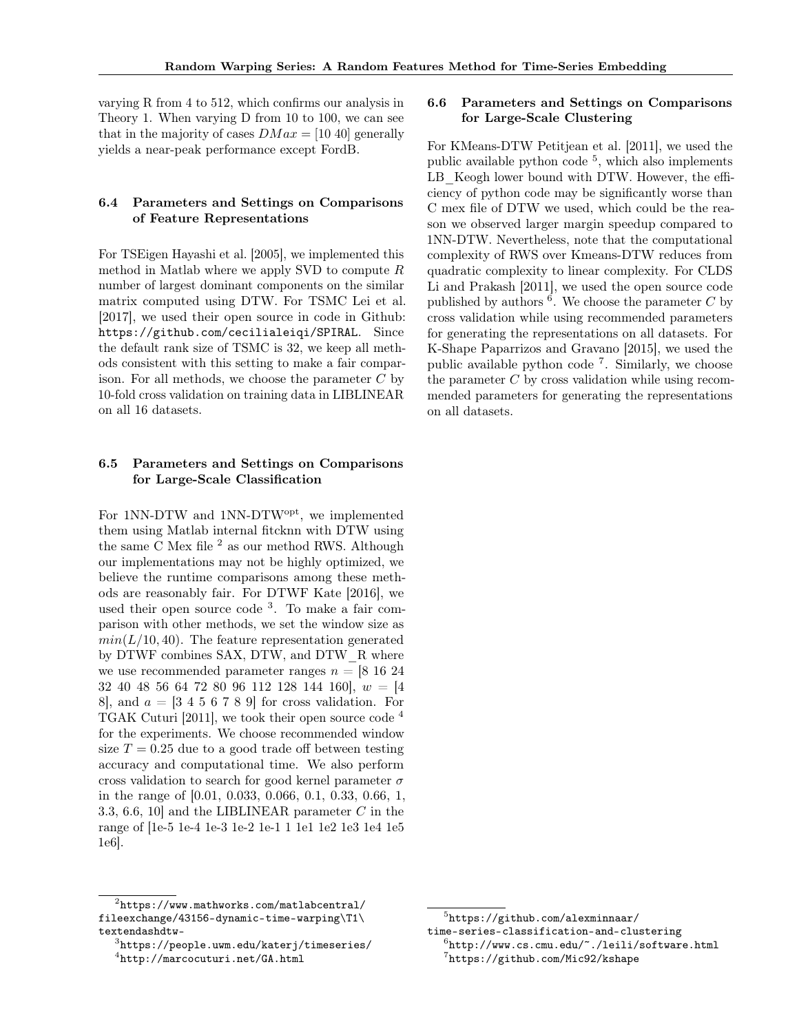varying R from 4 to 512, which confirms our analysis in Theory 1. When varying D from 10 to 100, we can see that in the majority of cases $DMax = [10\ 40]$ generally yields a near-peak performance except FordB.

### 6.4 Parameters and Settings on Comparisons of Feature Representations

For TSEigen Hayashi et al. [2005], we implemented this method in Matlab where we apply SVD to compute $R$ number of largest dominant components on the similar matrix computed using DTW. For TSMC Lei et al. [2017], we used their open source in code in Github: https://github.com/cecilialeiqi/SPIRAL. Since the default rank size of TSMC is 32, we keep all methods consistent with this setting to make a fair comparison. For all methods, we choose the parameter $C$ by 10-fold cross validation on training data in LIBLINEAR on all 16 datasets.

### 6.5 Parameters and Settings on Comparisons for Large-Scale Classification

For 1NN-DTW and 1NN-DTW$^{\text{opt}}$, we implemented them using Matlab internal fitcknn with DTW using the same C Mex file [2] as our method RWS. Although our implementations may not be highly optimized, we believe the runtime comparisons among these methods are reasonably fair. For DTWF Kate [2016], we used their open source code [3]. To make a fair comparison with other methods, we set the window size as $min(L/10, 40)$. The feature representation generated by DTWF combines SAX, DTW, and DTW_R where we use recommended parameter ranges $n$ = [8 16 24 32 40 48 56 64 72 80 96 112 128 144 160], $w$ = [4 8], and $a$ = [3 4 5 6 7 8 9] for cross validation. For TGAK Cuturi [2011], we took their open source code [4] for the experiments. We choose recommended window size $T = 0.25$ due to a good trade off between testing accuracy and computational time. We also perform cross validation to search for good kernel parameter $\sigma$ in the range of [0.01, 0.033, 0.066, 0.1, 0.33, 0.66, 1, 3.3, 6.6, 10] and the LIBLINEAR parameter $C$ in the range of [1e-5 1e-4 1e-3 1e-2 1e-1 1 1e1 1e2 1e3 1e4 1e5 1e6].

### 6.6 Parameters and Settings on Comparisons for Large-Scale Clustering

For KMeans-DTW Petitjean et al. [2011], we used the public available python code [5], which also implements LB_Keogh lower bound with DTW. However, the efficiency of python code may be significantly worse than C mex file of DTW we used, which could be the reason we observed larger margin speedup compared to 1NN-DTW. Nevertheless, note that the computational complexity of RWS over Kmeans-DTW reduces from quadratic complexity to linear complexity. For CLDS Li and Prakash [2011], we used the open source code published by authors [6]. We choose the parameter $C$ by cross validation while using recommended parameters for generating the representations on all datasets. For K-Shape Paparrizos and Gravano [2015], we used the public available python code [7]. Similarly, we choose the parameter $C$ by cross validation while using recommended parameters for generating the representations on all datasets.

---

[2] https://www.mathworks.com/matlabcentral/fileexchange/43156-dynamic-time-warping\T1\textendashdtw-

[3] https://people.uwm.edu/katerj/timeseries/

[4] http://marcocuturi.net/GA.html

[5] https://github.com/alexminnaar/time-series-classification-and-clustering

[6] http://www.cs.cmu.edu/~./leili/software.html

[7] https://github.com/Mic92/kshape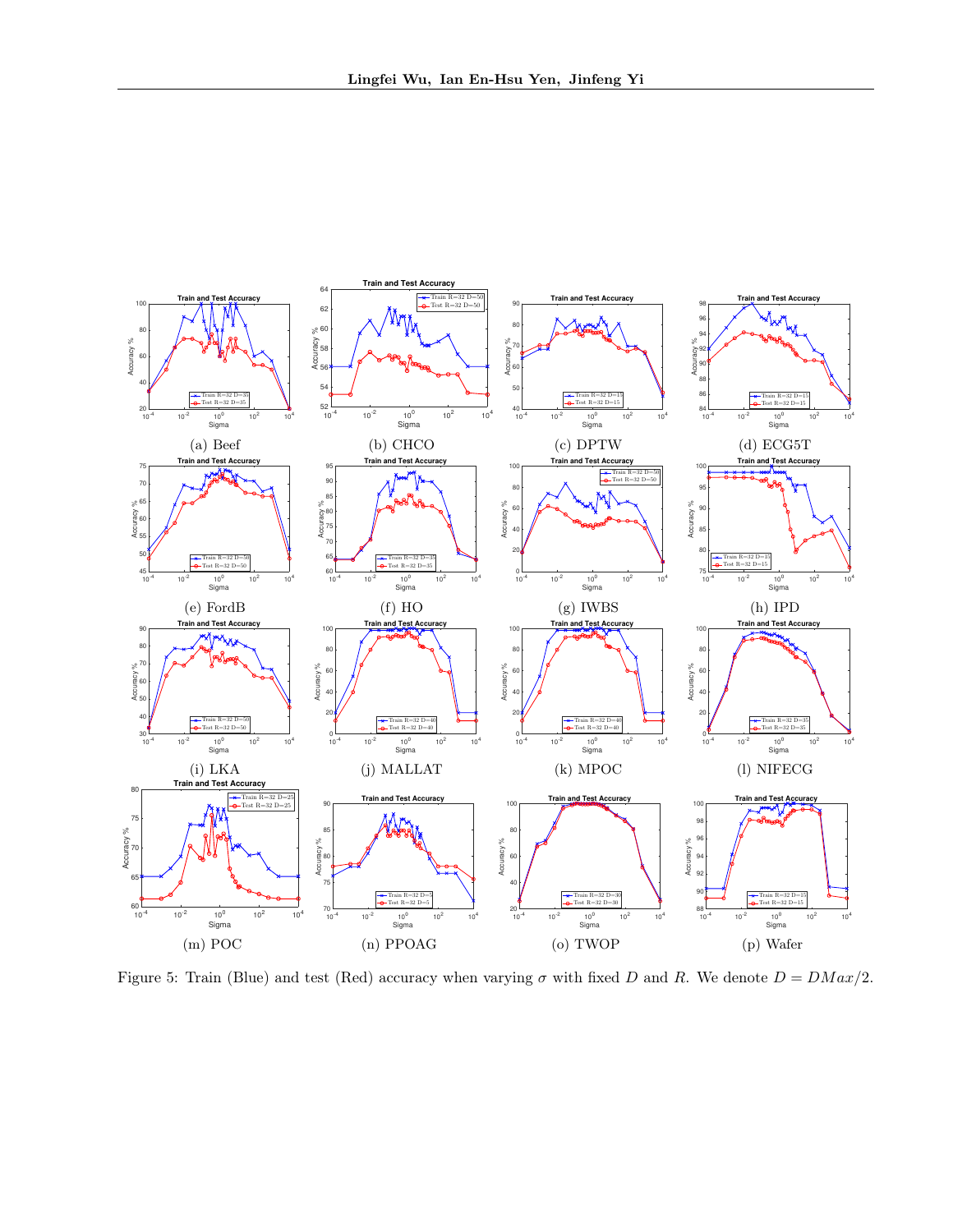(a) Beef

(b) CHCO

(c) DPTW

(d) ECG5T

(e) FordB

(f) HO

(g) IWBS

(h) IPD

(i) LKA

(j) MALLAT

(k) MPOC

(l) NIFECG

(m) POC

(n) PPOAG

(o) TWOP

(p) Wafer

Figure 5: Train (Blue) and test (Red) accuracy when varying $\sigma$ with fixed $D$ and $R$. We denote $D = DMax/2$.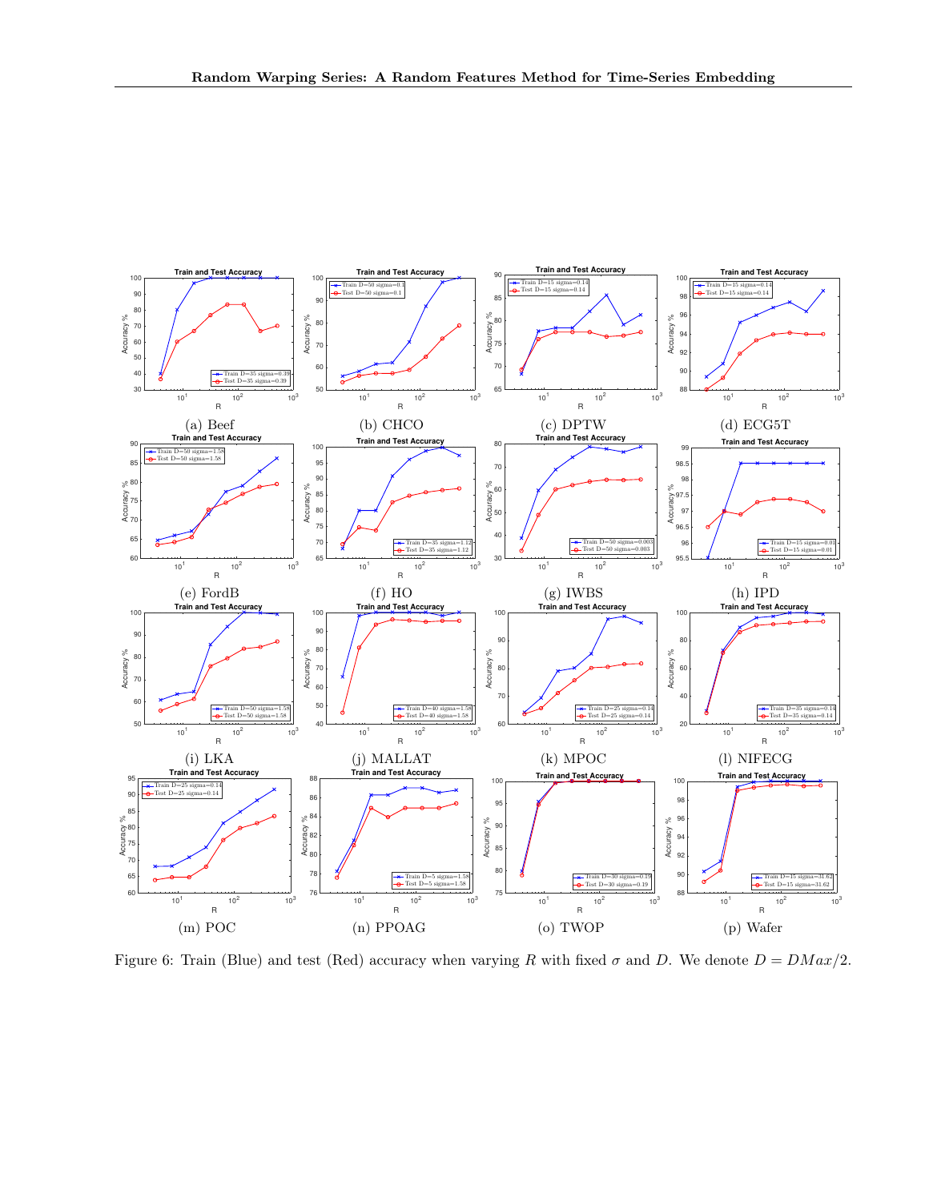(a) Beef

(b) CHCO

(c) DPTW

(d) ECG5T

(e) FordB

(f) HO

(g) IWBS

(h) IPD

(i) LKA

(j) MALLAT

(k) MPOC

(l) NIFECG

(m) POC

(n) PPOAG

(o) TWOP

(p) Wafer

Figure 6: Train (Blue) and test (Red) accuracy when varying $R$ with fixed $\sigma$ and $D$. We denote $D = DMax/2$.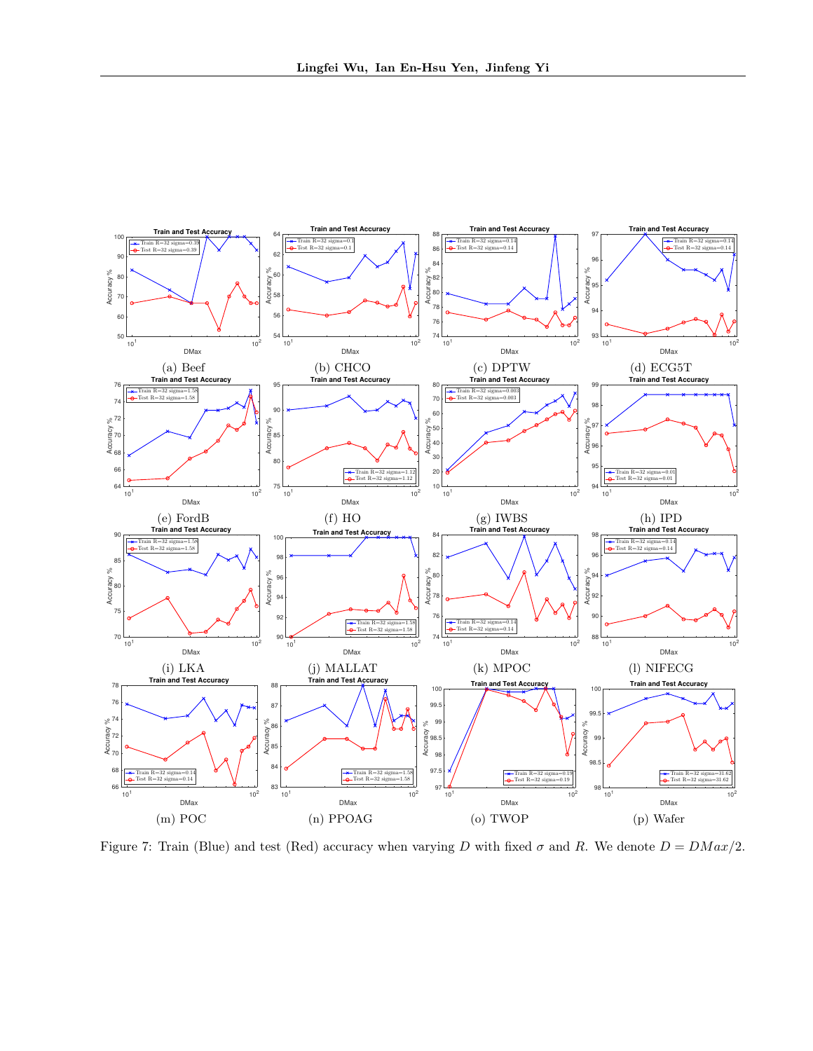Train and Test Accuracy

Train R=32 sigma=0.39
Test R=32 sigma=0.39

Accuracy %

DMax

(a) Beef

Train and Test Accuracy

Train R=32 sigma=0.1
Test R=32 sigma=0.1

Accuracy %

DMax

(b) CHCO

Train and Test Accuracy

Train R=32 sigma=0.14
Test R=32 sigma=0.14

Accuracy %

DMax

(c) DPTW

Train and Test Accuracy

Train R=32 sigma=0.14
Test R=32 sigma=0.14

Accuracy %

DMax

(d) ECG5T

Train and Test Accuracy

Train R=32 sigma=1.58
Test R=32 sigma=1.58

Accuracy %

DMax

(e) FordB

Train and Test Accuracy

Train R=32 sigma=1.12
Test R=32 sigma=1.12

Accuracy %

DMax

(f) HO

Train and Test Accuracy

Train R=32 sigma=0.003
Test R=32 sigma=0.003

Accuracy %

DMax

(g) IWBS

Train and Test Accuracy

Train R=32 sigma=0.01
Test R=32 sigma=0.01

Accuracy %

DMax

(h) IPD

Train and Test Accuracy

Train R=32 sigma=1.58
Test R=32 sigma=1.58

Accuracy %

DMax

(i) LKA

Train and Test Accuracy

Train R=32 sigma=1.58
Test R=32 sigma=1.58

Accuracy %

DMax

(j) MALLAT

Train and Test Accuracy

Train R=32 sigma=0.14
Test R=32 sigma=0.14

Accuracy %

DMax

(k) MPOC

Train and Test Accuracy

Train R=32 sigma=0.14
Test R=32 sigma=0.14

Accuracy %

DMax

(l) NIFECG

Train and Test Accuracy

Train R=32 sigma=0.14
Test R=32 sigma=0.14

Accuracy %

DMax

(m) POC

Train and Test Accuracy

Train R=32 sigma=1.58
Test R=32 sigma=1.58

Accuracy %

DMax

(n) PPOAG

Train and Test Accuracy

Train R=32 sigma=0.19
Test R=32 sigma=0.19

Accuracy %

DMax

(o) TWOP

Train and Test Accuracy

Train R=32 sigma=31.62
Test R=32 sigma=31.62

Accuracy %

DMax

(p) Wafer

Figure 7: Train (Blue) and test (Red) accuracy when varying $D$ with fixed $\sigma$ and $R$. We denote $D = DMax/2$.